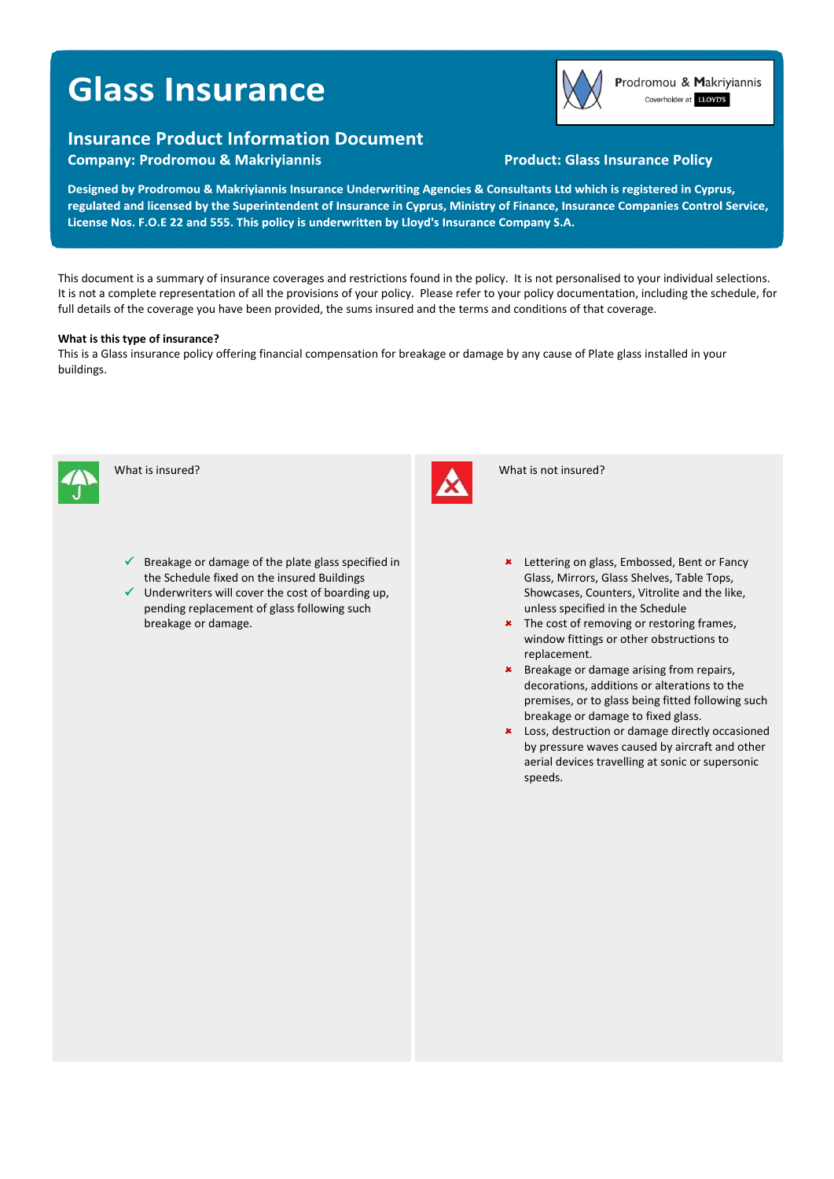# Glass Insurance

Prodromou & Makriyiannis
Coverholder at LLOYD'S

## Insurance Product Information Document

**Company: Prodromou & Makriyiannis**

**Product: Glass Insurance Policy**

**Designed by Prodromou & Makriyiannis Insurance Underwriting Agencies & Consultants Ltd which is registered in Cyprus, regulated and licensed by the Superintendent of Insurance in Cyprus, Ministry of Finance, Insurance Companies Control Service, License Nos. F.O.E 22 and 555. This policy is underwritten by Lloyd's Insurance Company S.A.**

This document is a summary of insurance coverages and restrictions found in the policy. It is not personalised to your individual selections. It is not a complete representation of all the provisions of your policy. Please refer to your policy documentation, including the schedule, for full details of the coverage you have been provided, the sums insured and the terms and conditions of that coverage.

**What is this type of insurance?**

This is a Glass insurance policy offering financial compensation for breakage or damage by any cause of Plate glass installed in your buildings.

### What is insured?

- ✓ Breakage or damage of the plate glass specified in the Schedule fixed on the insured Buildings
- ✓ Underwriters will cover the cost of boarding up, pending replacement of glass following such breakage or damage.

### What is not insured?

- ✗ Lettering on glass, Embossed, Bent or Fancy Glass, Mirrors, Glass Shelves, Table Tops, Showcases, Counters, Vitrolite and the like, unless specified in the Schedule
- ✗ The cost of removing or restoring frames, window fittings or other obstructions to replacement.
- ✗ Breakage or damage arising from repairs, decorations, additions or alterations to the premises, or to glass being fitted following such breakage or damage to fixed glass.
- ✗ Loss, destruction or damage directly occasioned by pressure waves caused by aircraft and other aerial devices travelling at sonic or supersonic speeds.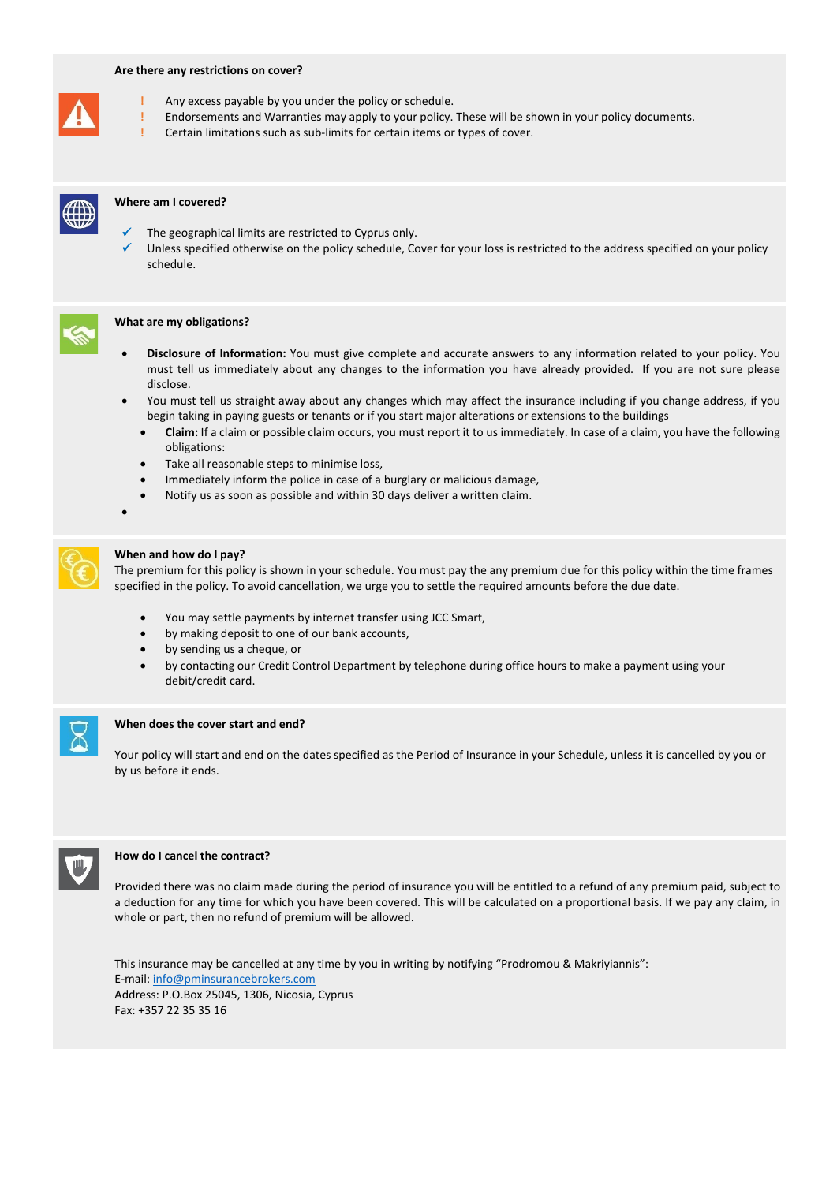### Are there any restrictions on cover?

- ! Any excess payable by you under the policy or schedule.
- ! Endorsements and Warranties may apply to your policy. These will be shown in your policy documents.
- ! Certain limitations such as sub-limits for certain items or types of cover.

### Where am I covered?

- ✓ The geographical limits are restricted to Cyprus only.
- ✓ Unless specified otherwise on the policy schedule, Cover for your loss is restricted to the address specified on your policy schedule.

### What are my obligations?

- **Disclosure of Information:** You must give complete and accurate answers to any information related to your policy. You must tell us immediately about any changes to the information you have already provided. If you are not sure please disclose.
- You must tell us straight away about any changes which may affect the insurance including if you change address, if you begin taking in paying guests or tenants or if you start major alterations or extensions to the buildings
  - **Claim:** If a claim or possible claim occurs, you must report it to us immediately. In case of a claim, you have the following obligations:
  - Take all reasonable steps to minimise loss,
  - Immediately inform the police in case of a burglary or malicious damage,
  - Notify us as soon as possible and within 30 days deliver a written claim.

### When and how do I pay?

The premium for this policy is shown in your schedule. You must pay the any premium due for this policy within the time frames specified in the policy. To avoid cancellation, we urge you to settle the required amounts before the due date.

- You may settle payments by internet transfer using JCC Smart,
- by making deposit to one of our bank accounts,
- by sending us a cheque, or
- by contacting our Credit Control Department by telephone during office hours to make a payment using your debit/credit card.

### When does the cover start and end?

Your policy will start and end on the dates specified as the Period of Insurance in your Schedule, unless it is cancelled by you or by us before it ends.

### How do I cancel the contract?

Provided there was no claim made during the period of insurance you will be entitled to a refund of any premium paid, subject to a deduction for any time for which you have been covered. This will be calculated on a proportional basis. If we pay any claim, in whole or part, then no refund of premium will be allowed.

This insurance may be cancelled at any time by you in writing by notifying "Prodromou & Makriyiannis":
E-mail: info@pminsurancebrokers.com
Address: P.O.Box 25045, 1306, Nicosia, Cyprus
Fax: +357 22 35 35 16